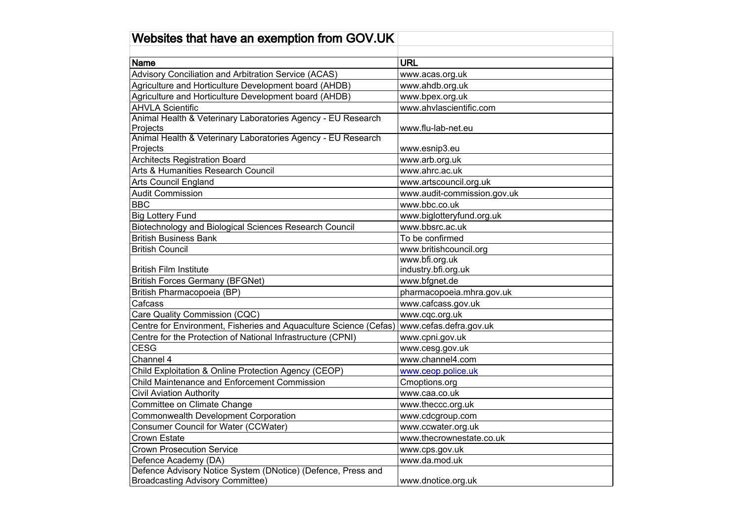# Websites that have an exemption from GOV.UK

| Name | URL |
|---|---|
| Advisory Conciliation and Arbitration Service (ACAS) | www.acas.org.uk |
| Agriculture and Horticulture Development board (AHDB) | www.ahdb.org.uk |
| Agriculture and Horticulture Development board (AHDB) | www.bpex.org.uk |
| AHVLA Scientific | www.ahvlascientific.com |
| Animal Health & Veterinary Laboratories Agency - EU Research Projects | www.flu-lab-net.eu |
| Animal Health & Veterinary Laboratories Agency - EU Research Projects | www.esnip3.eu |
| Architects Registration Board | www.arb.org.uk |
| Arts & Humanities Research Council | www.ahrc.ac.uk |
| Arts Council England | www.artscouncil.org.uk |
| Audit Commission | www.audit-commission.gov.uk |
| BBC | www.bbc.co.uk |
| Big Lottery Fund | www.biglotteryfund.org.uk |
| Biotechnology and Biological Sciences Research Council | www.bbsrc.ac.uk |
| British Business Bank | To be confirmed |
| British Council | www.britishcouncil.org |
| British Film Institute | www.bfi.org.uk<br>industry.bfi.org.uk |
| British Forces Germany (BFGNet) | www.bfgnet.de |
| British Pharmacopoeia (BP) | pharmacopoeia.mhra.gov.uk |
| Cafcass | www.cafcass.gov.uk |
| Care Quality Commission (CQC) | www.cqc.org.uk |
| Centre for Environment, Fisheries and Aquaculture Science (Cefas) | www.cefas.defra.gov.uk |
| Centre for the Protection of National Infrastructure (CPNI) | www.cpni.gov.uk |
| CESG | www.cesg.gov.uk |
| Channel 4 | www.channel4.com |
| Child Exploitation & Online Protection Agency (CEOP) | www.ceop.police.uk |
| Child Maintenance and Enforcement Commission | Cmoptions.org |
| Civil Aviation Authority | www.caa.co.uk |
| Committee on Climate Change | www.theccc.org.uk |
| Commonwealth Development Corporation | www.cdcgroup.com |
| Consumer Council for Water (CCWater) | www.ccwater.org.uk |
| Crown Estate | www.thecrownestate.co.uk |
| Crown Prosecution Service | www.cps.gov.uk |
| Defence Academy (DA) | www.da.mod.uk |
| Defence Advisory Notice System (DNotice) (Defence, Press and Broadcasting Advisory Committee) | www.dnotice.org.uk |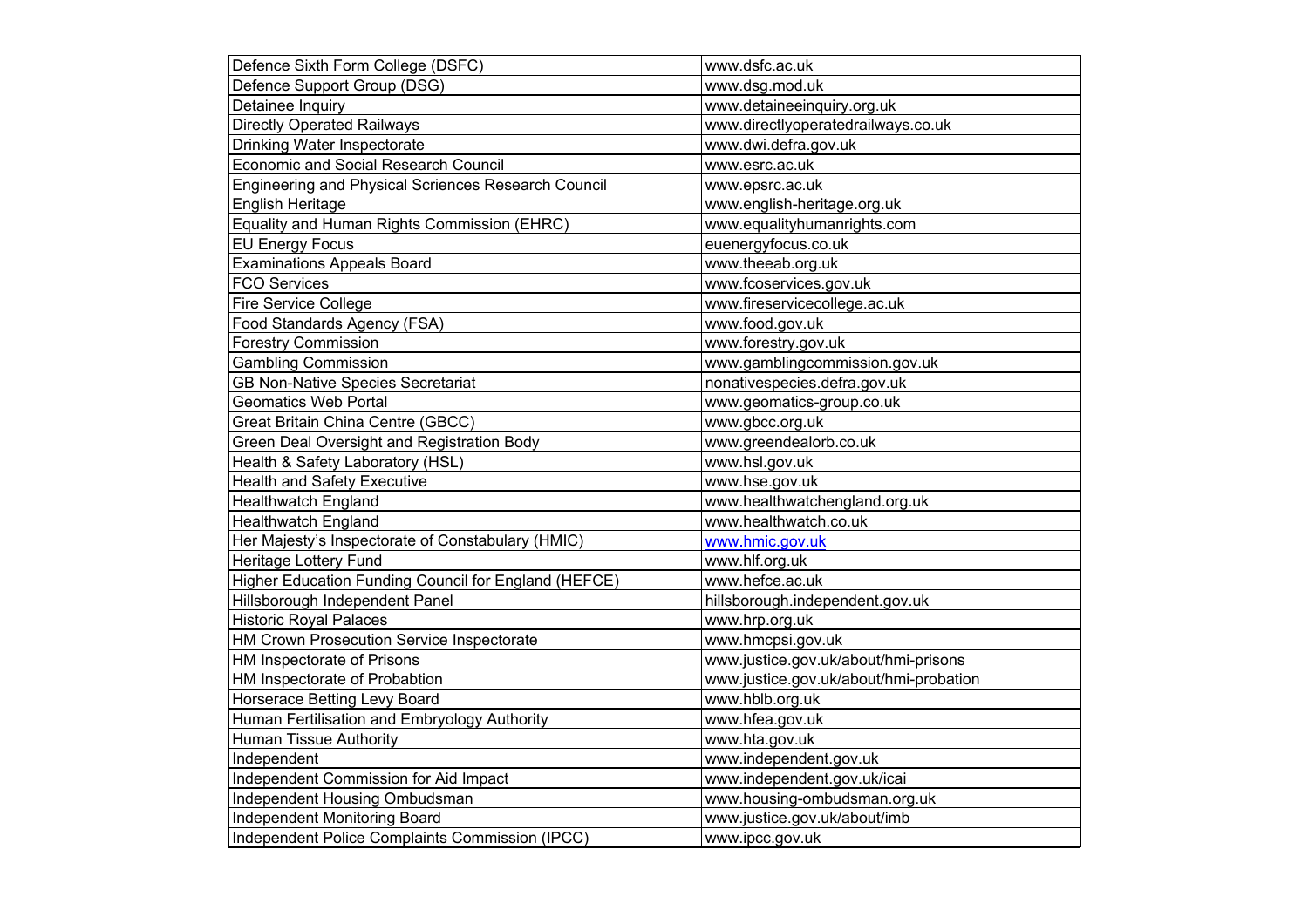| Defence Sixth Form College (DSFC) | www.dsfc.ac.uk |
|---|---|
| Defence Support Group (DSG) | www.dsg.mod.uk |
| Detainee Inquiry | www.detaineeinquiry.org.uk |
| Directly Operated Railways | www.directlyoperatedrailways.co.uk |
| Drinking Water Inspectorate | www.dwi.defra.gov.uk |
| Economic and Social Research Council | www.esrc.ac.uk |
| Engineering and Physical Sciences Research Council | www.epsrc.ac.uk |
| English Heritage | www.english-heritage.org.uk |
| Equality and Human Rights Commission (EHRC) | www.equalityhumanrights.com |
| EU Energy Focus | euenergyfocus.co.uk |
| Examinations Appeals Board | www.theeab.org.uk |
| FCO Services | www.fcoservices.gov.uk |
| Fire Service College | www.fireservicecollege.ac.uk |
| Food Standards Agency (FSA) | www.food.gov.uk |
| Forestry Commission | www.forestry.gov.uk |
| Gambling Commission | www.gamblingcommission.gov.uk |
| GB Non-Native Species Secretariat | nonativespecies.defra.gov.uk |
| Geomatics Web Portal | www.geomatics-group.co.uk |
| Great Britain China Centre (GBCC) | www.gbcc.org.uk |
| Green Deal Oversight and Registration Body | www.greendealorb.co.uk |
| Health & Safety Laboratory (HSL) | www.hsl.gov.uk |
| Health and Safety Executive | www.hse.gov.uk |
| Healthwatch England | www.healthwatchengland.org.uk |
| Healthwatch England | www.healthwatch.co.uk |
| Her Majesty's Inspectorate of Constabulary (HMIC) | www.hmic.gov.uk |
| Heritage Lottery Fund | www.hlf.org.uk |
| Higher Education Funding Council for England (HEFCE) | www.hefce.ac.uk |
| Hillsborough Independent Panel | hillsborough.independent.gov.uk |
| Historic Royal Palaces | www.hrp.org.uk |
| HM Crown Prosecution Service Inspectorate | www.hmcpsi.gov.uk |
| HM Inspectorate of Prisons | www.justice.gov.uk/about/hmi-prisons |
| HM Inspectorate of Probabtion | www.justice.gov.uk/about/hmi-probation |
| Horserace Betting Levy Board | www.hblb.org.uk |
| Human Fertilisation and Embryology Authority | www.hfea.gov.uk |
| Human Tissue Authority | www.hta.gov.uk |
| Independent | www.independent.gov.uk |
| Independent Commission for Aid Impact | www.independent.gov.uk/icai |
| Independent Housing Ombudsman | www.housing-ombudsman.org.uk |
| Independent Monitoring Board | www.justice.gov.uk/about/imb |
| Independent Police Complaints Commission (IPCC) | www.ipcc.gov.uk |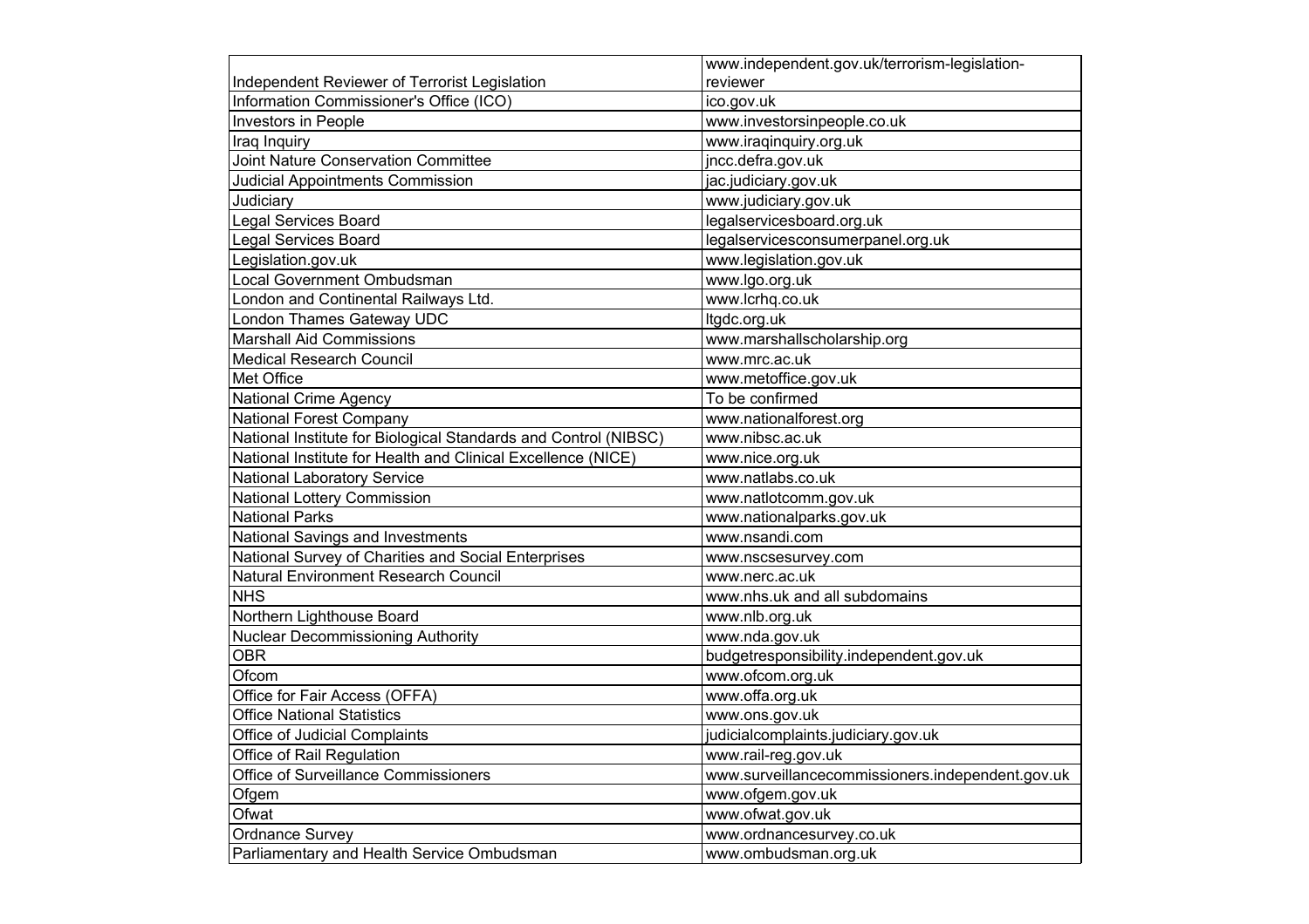| | |
|---|---|
| Independent Reviewer of Terrorist Legislation | www.independent.gov.uk/terrorism-legislation-reviewer |
| Information Commissioner's Office (ICO) | ico.gov.uk |
| Investors in People | www.investorsinpeople.co.uk |
| Iraq Inquiry | www.iraqinquiry.org.uk |
| Joint Nature Conservation Committee | jncc.defra.gov.uk |
| Judicial Appointments Commission | jac.judiciary.gov.uk |
| Judiciary | www.judiciary.gov.uk |
| Legal Services Board | legalservicesboard.org.uk |
| Legal Services Board | legalservicesconsumerpanel.org.uk |
| Legislation.gov.uk | www.legislation.gov.uk |
| Local Government Ombudsman | www.lgo.org.uk |
| London and Continental Railways Ltd. | www.lcrhq.co.uk |
| London Thames Gateway UDC | ltgdc.org.uk |
| Marshall Aid Commissions | www.marshallscholarship.org |
| Medical Research Council | www.mrc.ac.uk |
| Met Office | www.metoffice.gov.uk |
| National Crime Agency | To be confirmed |
| National Forest Company | www.nationalforest.org |
| National Institute for Biological Standards and Control (NIBSC) | www.nibsc.ac.uk |
| National Institute for Health and Clinical Excellence (NICE) | www.nice.org.uk |
| National Laboratory Service | www.natlabs.co.uk |
| National Lottery Commission | www.natlotcomm.gov.uk |
| National Parks | www.nationalparks.gov.uk |
| National Savings and Investments | www.nsandi.com |
| National Survey of Charities and Social Enterprises | www.nscsesurvey.com |
| Natural Environment Research Council | www.nerc.ac.uk |
| NHS | www.nhs.uk and all subdomains |
| Northern Lighthouse Board | www.nlb.org.uk |
| Nuclear Decommissioning Authority | www.nda.gov.uk |
| OBR | budgetresponsibility.independent.gov.uk |
| Ofcom | www.ofcom.org.uk |
| Office for Fair Access (OFFA) | www.offa.org.uk |
| Office National Statistics | www.ons.gov.uk |
| Office of Judicial Complaints | judicialcomplaints.judiciary.gov.uk |
| Office of Rail Regulation | www.rail-reg.gov.uk |
| Office of Surveillance Commissioners | www.surveillancecommissioners.independent.gov.uk |
| Ofgem | www.ofgem.gov.uk |
| Ofwat | www.ofwat.gov.uk |
| Ordnance Survey | www.ordnancesurvey.co.uk |
| Parliamentary and Health Service Ombudsman | www.ombudsman.org.uk |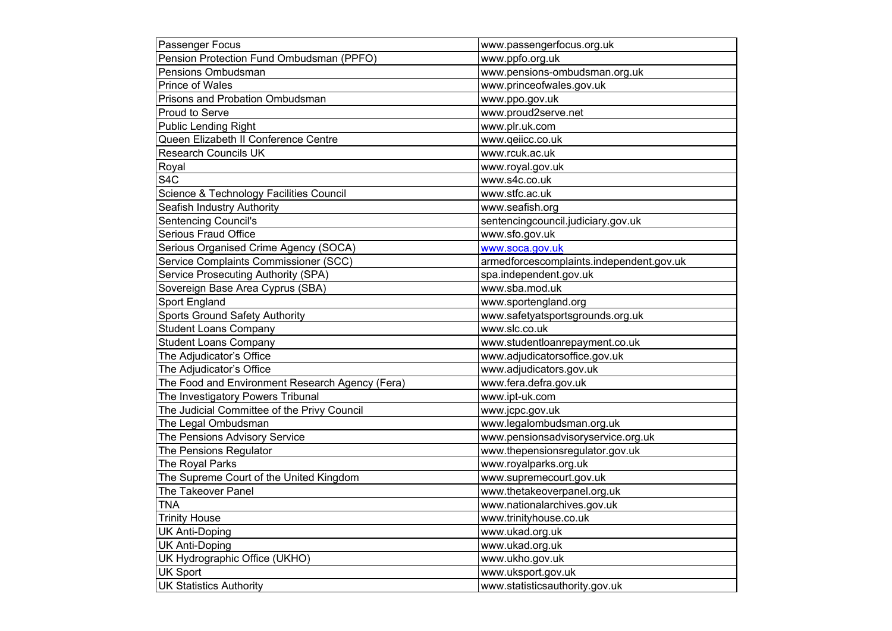| Passenger Focus | www.passengerfocus.org.uk |
|---|---|
| Pension Protection Fund Ombudsman (PPFO) | www.ppfo.org.uk |
| Pensions Ombudsman | www.pensions-ombudsman.org.uk |
| Prince of Wales | www.princeofwales.gov.uk |
| Prisons and Probation Ombudsman | www.ppo.gov.uk |
| Proud to Serve | www.proud2serve.net |
| Public Lending Right | www.plr.uk.com |
| Queen Elizabeth II Conference Centre | www.qeiicc.co.uk |
| Research Councils UK | www.rcuk.ac.uk |
| Royal | www.royal.gov.uk |
| S4C | www.s4c.co.uk |
| Science & Technology Facilities Council | www.stfc.ac.uk |
| Seafish Industry Authority | www.seafish.org |
| Sentencing Council's | sentencingcouncil.judiciary.gov.uk |
| Serious Fraud Office | www.sfo.gov.uk |
| Serious Organised Crime Agency (SOCA) | www.soca.gov.uk |
| Service Complaints Commissioner (SCC) | armedforcescomplaints.independent.gov.uk |
| Service Prosecuting Authority (SPA) | spa.independent.gov.uk |
| Sovereign Base Area Cyprus (SBA) | www.sba.mod.uk |
| Sport England | www.sportengland.org |
| Sports Ground Safety Authority | www.safetyatsportsgrounds.org.uk |
| Student Loans Company | www.slc.co.uk |
| Student Loans Company | www.studentloanrepayment.co.uk |
| The Adjudicator's Office | www.adjudicatorsoffice.gov.uk |
| The Adjudicator's Office | www.adjudicators.gov.uk |
| The Food and Environment Research Agency (Fera) | www.fera.defra.gov.uk |
| The Investigatory Powers Tribunal | www.ipt-uk.com |
| The Judicial Committee of the Privy Council | www.jcpc.gov.uk |
| The Legal Ombudsman | www.legalombudsman.org.uk |
| The Pensions Advisory Service | www.pensionsadvisoryservice.org.uk |
| The Pensions Regulator | www.thepensionsregulator.gov.uk |
| The Royal Parks | www.royalparks.org.uk |
| The Supreme Court of the United Kingdom | www.supremecourt.gov.uk |
| The Takeover Panel | www.thetakeoverpanel.org.uk |
| TNA | www.nationalarchives.gov.uk |
| Trinity House | www.trinityhouse.co.uk |
| UK Anti-Doping | www.ukad.org.uk |
| UK Anti-Doping | www.ukad.org.uk |
| UK Hydrographic Office (UKHO) | www.ukho.gov.uk |
| UK Sport | www.uksport.gov.uk |
| UK Statistics Authority | www.statisticsauthority.gov.uk |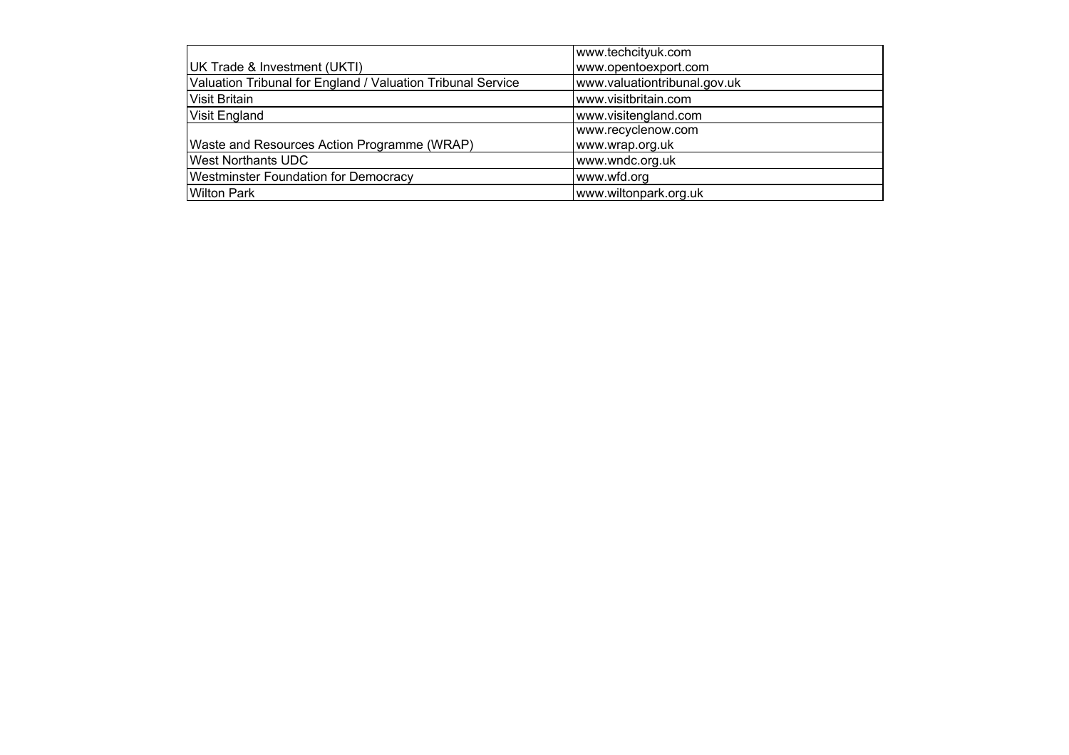| | |
|---|---|
| UK Trade & Investment (UKTI) | www.techcityuk.com<br>www.opentoexport.com |
| Valuation Tribunal for England / Valuation Tribunal Service | www.valuationtribunal.gov.uk |
| Visit Britain | www.visitbritain.com |
| Visit England | www.visitengland.com |
| Waste and Resources Action Programme (WRAP) | www.recyclenow.com<br>www.wrap.org.uk |
| West Northants UDC | www.wndc.org.uk |
| Westminster Foundation for Democracy | www.wfd.org |
| Wilton Park | www.wiltonpark.org.uk |